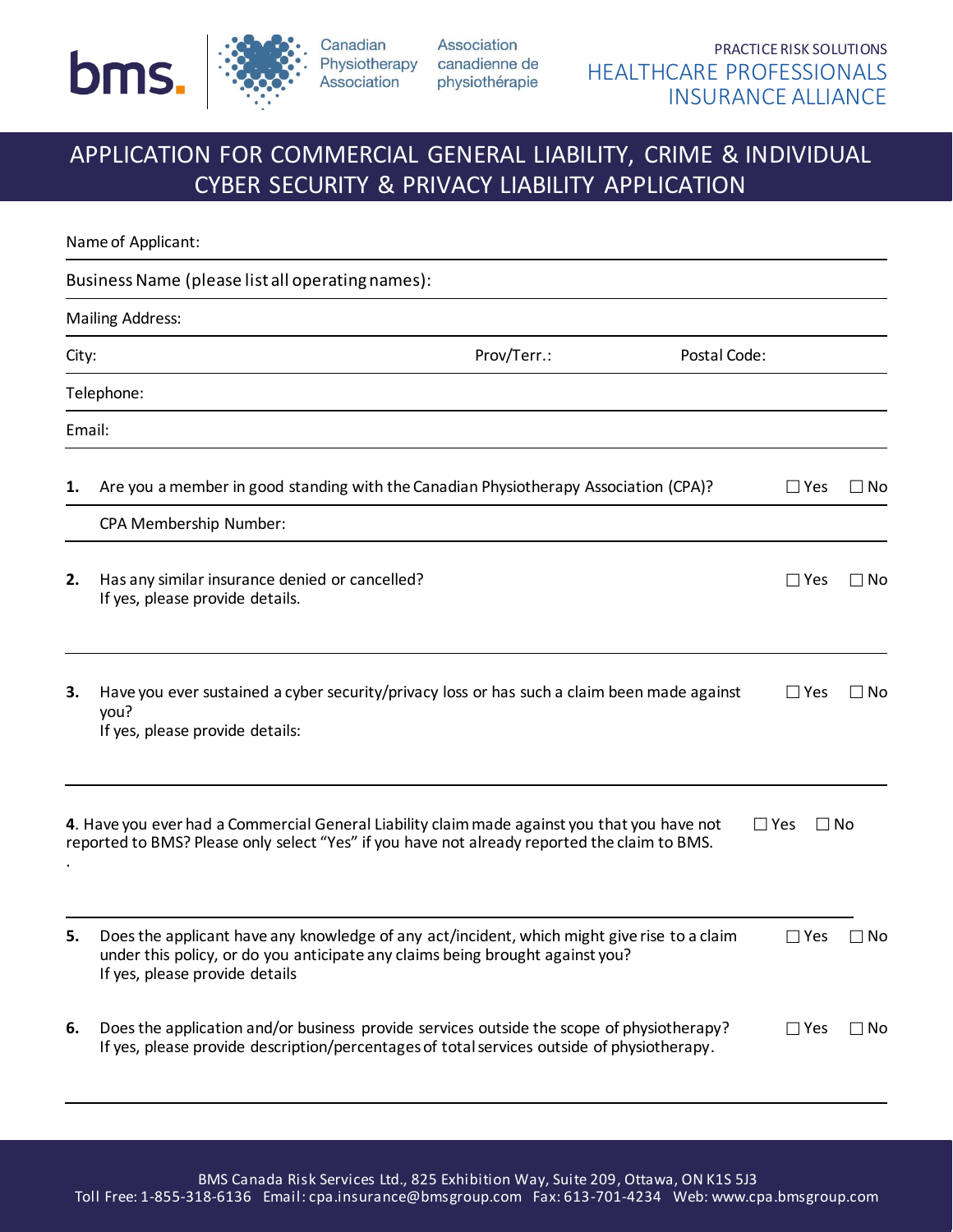bms. | Canadian Physiotherapy Association | Association canadienne de physiothérapie

PRACTICE RISK SOLUTIONS
HEALTHCARE PROFESSIONALS INSURANCE ALLIANCE

# APPLICATION FOR COMMERCIAL GENERAL LIABILITY, CRIME & INDIVIDUAL CYBER SECURITY & PRIVACY LIABILITY APPLICATION

Name of Applicant:

Business Name (please list all operating names):

Mailing Address:

City: Prov/Terr.: Postal Code:

Telephone:

Email:

**1.** Are you a member in good standing with the Canadian Physiotherapy Association (CPA)? ☐ Yes ☐ No

CPA Membership Number:

**2.** Has any similar insurance denied or cancelled? ☐ Yes ☐ No
If yes, please provide details.

**3.** Have you ever sustained a cyber security/privacy loss or has such a claim been made against you? ☐ Yes ☐ No
If yes, please provide details:

**4**. Have you ever had a Commercial General Liability claim made against you that you have not reported to BMS? Please only select "Yes" if you have not already reported the claim to BMS. ☐ Yes ☐ No
.

**5.** Does the applicant have any knowledge of any act/incident, which might give rise to a claim under this policy, or do you anticipate any claims being brought against you? ☐ Yes ☐ No
If yes, please provide details

**6.** Does the application and/or business provide services outside the scope of physiotherapy? ☐ Yes ☐ No
If yes, please provide description/percentages of total services outside of physiotherapy.

BMS Canada Risk Services Ltd., 825 Exhibition Way, Suite 209, Ottawa, ON K1S 5J3
Toll Free: 1-855-318-6136 Email: cpa.insurance@bmsgroup.com Fax: 613-701-4234 Web: www.cpa.bmsgroup.com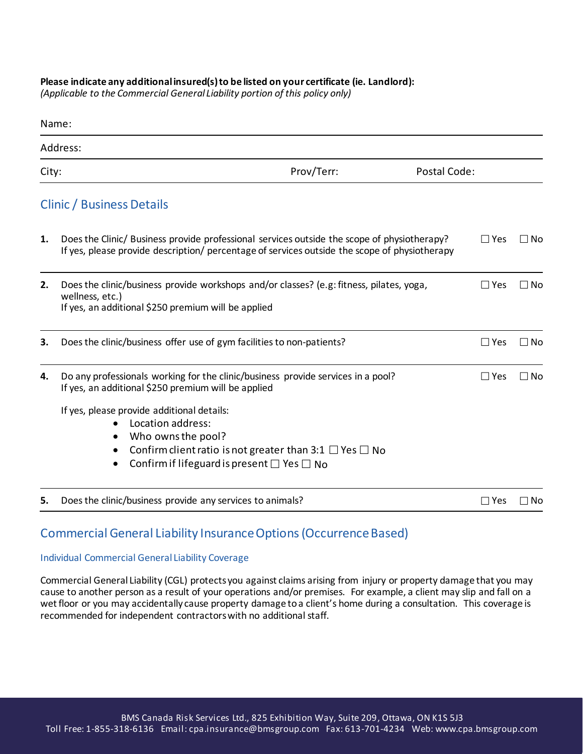**Please indicate any additional insured(s) to be listed on your certificate (ie. Landlord):**
*(Applicable to the Commercial General Liability portion of this policy only)*

Name:

Address:

City: Prov/Terr: Postal Code:

## Clinic / Business Details

**1.** Does the Clinic/ Business provide professional services outside the scope of physiotherapy? ☐ Yes ☐ No
If yes, please provide description/ percentage of services outside the scope of physiotherapy

**2.** Does the clinic/business provide workshops and/or classes? (e.g: fitness, pilates, yoga, wellness, etc.) ☐ Yes ☐ No
If yes, an additional $250 premium will be applied

**3.** Does the clinic/business offer use of gym facilities to non-patients? ☐ Yes ☐ No

**4.** Do any professionals working for the clinic/business provide services in a pool? ☐ Yes ☐ No
If yes, an additional $250 premium will be applied

If yes, please provide additional details:

- Location address:
- Who owns the pool?
- Confirm client ratio is not greater than 3:1 ☐ Yes ☐ No
- Confirm if lifeguard is present ☐ Yes ☐ No

**5.** Does the clinic/business provide any services to animals? ☐ Yes ☐ No

## Commercial General Liability Insurance Options (Occurrence Based)

### Individual Commercial General Liability Coverage

Commercial General Liability (CGL) protects you against claims arising from injury or property damage that you may cause to another person as a result of your operations and/or premises. For example, a client may slip and fall on a wet floor or you may accidentally cause property damage to a client's home during a consultation. This coverage is recommended for independent contractors with no additional staff.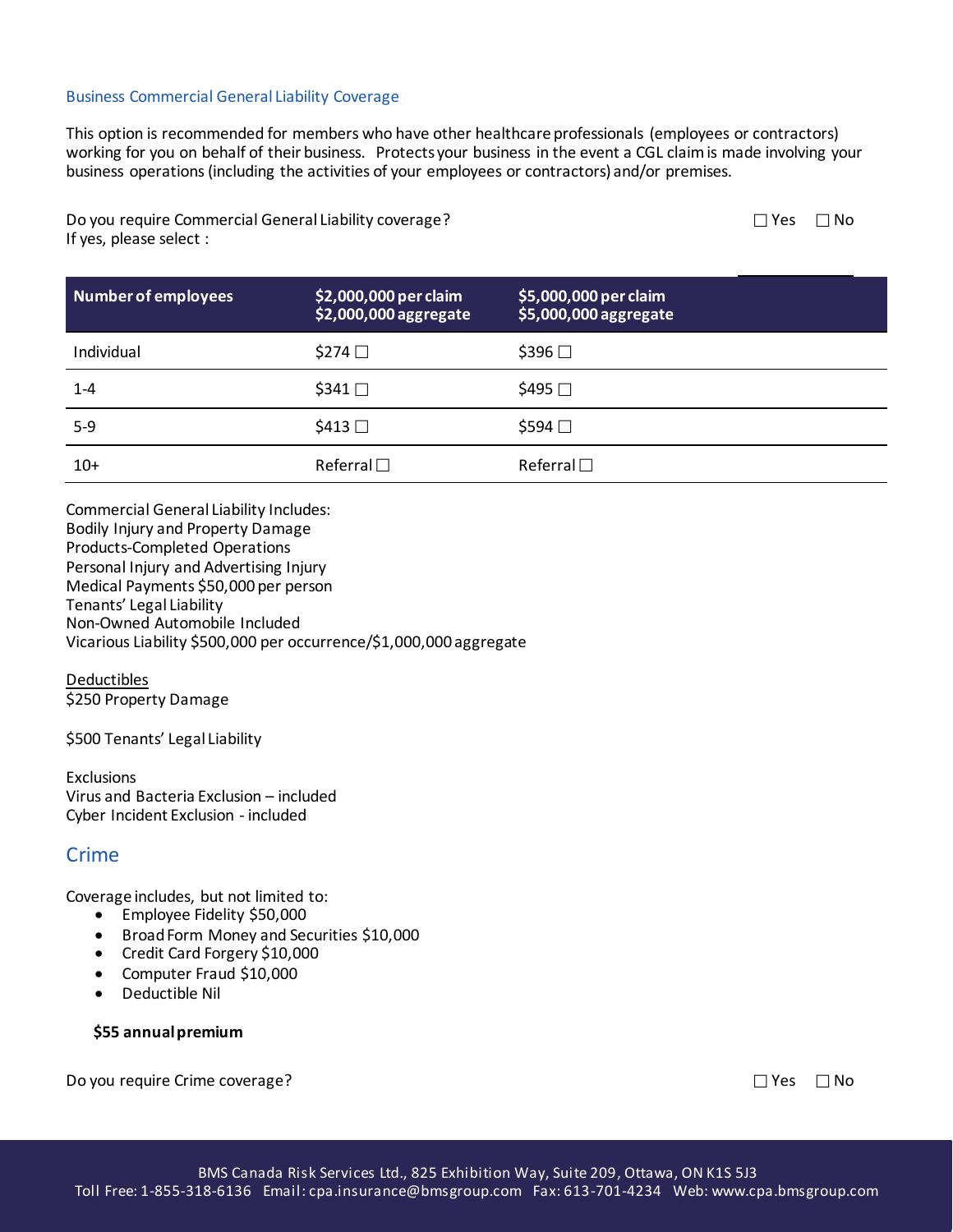### Business Commercial General Liability Coverage

This option is recommended for members who have other healthcare professionals (employees or contractors) working for you on behalf of their business. Protects your business in the event a CGL claim is made involving your business operations (including the activities of your employees or contractors) and/or premises.

Do you require Commercial General Liability coverage? ☐ Yes ☐ No
If yes, please select :

| Number of employees | $2,000,000 per claim $2,000,000 aggregate | $5,000,000 per claim $5,000,000 aggregate |
| --- | --- | --- |
| Individual | $274 ☐ | $396 ☐ |
| 1-4 | $341 ☐ | $495 ☐ |
| 5-9 | $413 ☐ | $594 ☐ |
| 10+ | Referral ☐ | Referral ☐ |

Commercial General Liability Includes:
Bodily Injury and Property Damage
Products-Completed Operations
Personal Injury and Advertising Injury
Medical Payments $50,000 per person
Tenants' Legal Liability
Non-Owned Automobile Included
Vicarious Liability $500,000 per occurrence/$1,000,000 aggregate

<u>Deductibles</u>
$250 Property Damage

$500 Tenants' Legal Liability

Exclusions
Virus and Bacteria Exclusion – included
Cyber Incident Exclusion - included

## Crime

Coverage includes, but not limited to:

- Employee Fidelity $50,000
- Broad Form Money and Securities $10,000
- Credit Card Forgery $10,000
- Computer Fraud $10,000
- Deductible Nil

**$55 annual premium**

Do you require Crime coverage? ☐ Yes ☐ No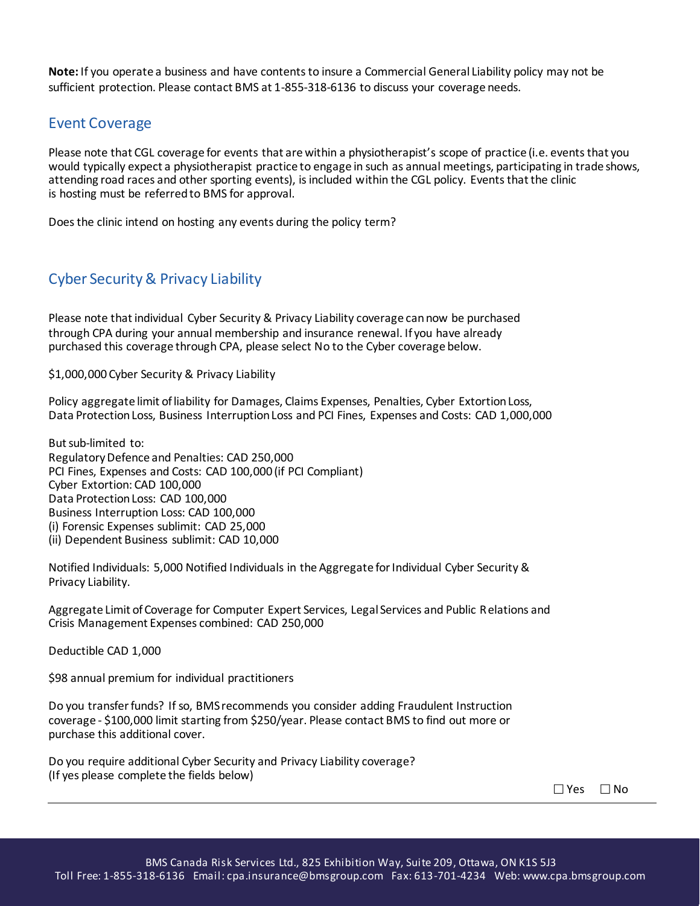**Note:** If you operate a business and have contents to insure a Commercial General Liability policy may not be sufficient protection. Please contact BMS at 1-855-318-6136 to discuss your coverage needs.

## Event Coverage

Please note that CGL coverage for events that are within a physiotherapist's scope of practice (i.e. events that you would typically expect a physiotherapist practice to engage in such as annual meetings, participating in trade shows, attending road races and other sporting events), is included within the CGL policy. Events that the clinic is hosting must be referred to BMS for approval.

Does the clinic intend on hosting any events during the policy term?

## Cyber Security & Privacy Liability

Please note that individual Cyber Security & Privacy Liability coverage can now be purchased through CPA during your annual membership and insurance renewal. If you have already purchased this coverage through CPA, please select No to the Cyber coverage below.

$1,000,000 Cyber Security & Privacy Liability

Policy aggregate limit of liability for Damages, Claims Expenses, Penalties, Cyber Extortion Loss, Data Protection Loss, Business Interruption Loss and PCI Fines, Expenses and Costs: CAD 1,000,000

But sub-limited to:
Regulatory Defence and Penalties: CAD 250,000
PCI Fines, Expenses and Costs: CAD 100,000 (if PCI Compliant)
Cyber Extortion: CAD 100,000
Data Protection Loss: CAD 100,000
Business Interruption Loss: CAD 100,000
(i) Forensic Expenses sublimit: CAD 25,000
(ii) Dependent Business sublimit: CAD 10,000

Notified Individuals: 5,000 Notified Individuals in the Aggregate for Individual Cyber Security & Privacy Liability.

Aggregate Limit of Coverage for Computer Expert Services, Legal Services and Public Relations and Crisis Management Expenses combined: CAD 250,000

Deductible CAD 1,000

$98 annual premium for individual practitioners

Do you transfer funds? If so, BMS recommends you consider adding Fraudulent Instruction coverage - $100,000 limit starting from $250/year. Please contact BMS to find out more or purchase this additional cover.

Do you require additional Cyber Security and Privacy Liability coverage?
(If yes please complete the fields below)

☐ Yes ☐ No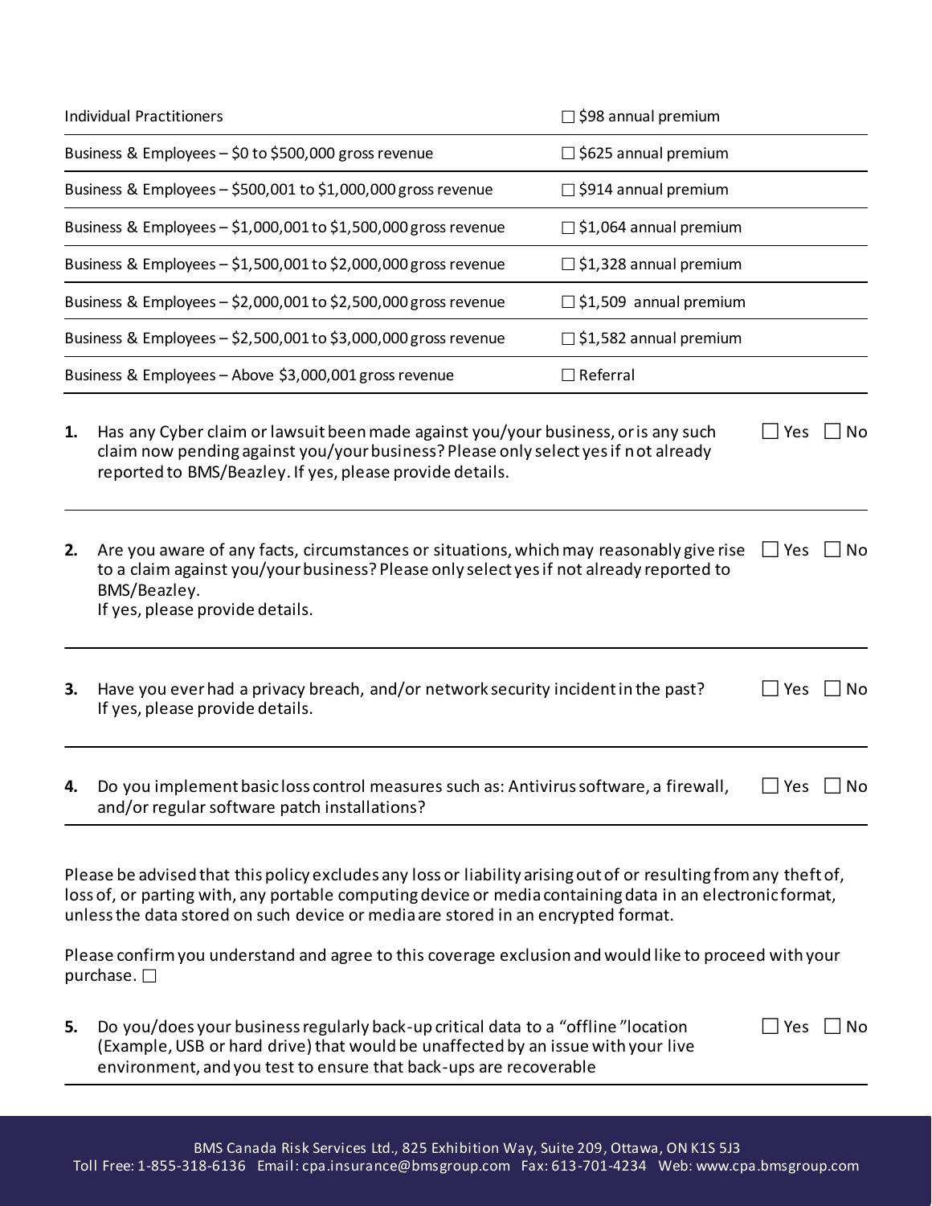| | |
|---|---|
| Individual Practitioners | ☐ $98 annual premium |
| Business & Employees – $0 to $500,000 gross revenue | ☐ $625 annual premium |
| Business & Employees – $500,001 to $1,000,000 gross revenue | ☐ $914 annual premium |
| Business & Employees – $1,000,001 to $1,500,000 gross revenue | ☐ $1,064 annual premium |
| Business & Employees – $1,500,001 to $2,000,000 gross revenue | ☐ $1,328 annual premium |
| Business & Employees – $2,000,001 to $2,500,000 gross revenue | ☐ $1,509 annual premium |
| Business & Employees – $2,500,001 to $3,000,000 gross revenue | ☐ $1,582 annual premium |
| Business & Employees – Above $3,000,001 gross revenue | ☐ Referral |

1. Has any Cyber claim or lawsuit been made against you/your business, or is any such claim now pending against you/your business? Please only select yes if not already reported to BMS/Beazley. If yes, please provide details. ☐ Yes ☐ No

2. Are you aware of any facts, circumstances or situations, which may reasonably give rise to a claim against you/your business? Please only select yes if not already reported to BMS/Beazley.
   If yes, please provide details. ☐ Yes ☐ No

3. Have you ever had a privacy breach, and/or network security incident in the past? If yes, please provide details. ☐ Yes ☐ No

4. Do you implement basic loss control measures such as: Antivirus software, a firewall, and/or regular software patch installations? ☐ Yes ☐ No

Please be advised that this policy excludes any loss or liability arising out of or resulting from any theft of, loss of, or parting with, any portable computing device or media containing data in an electronic format, unless the data stored on such device or media are stored in an encrypted format.

Please confirm you understand and agree to this coverage exclusion and would like to proceed with your purchase. ☐

5. Do you/does your business regularly back-up critical data to a "offline" location (Example, USB or hard drive) that would be unaffected by an issue with your live environment, and you test to ensure that back-ups are recoverable ☐ Yes ☐ No

BMS Canada Risk Services Ltd., 825 Exhibition Way, Suite 209, Ottawa, ON K1S 5J3
Toll Free: 1-855-318-6136 Email: cpa.insurance@bmsgroup.com Fax: 613-701-4234 Web: www.cpa.bmsgroup.com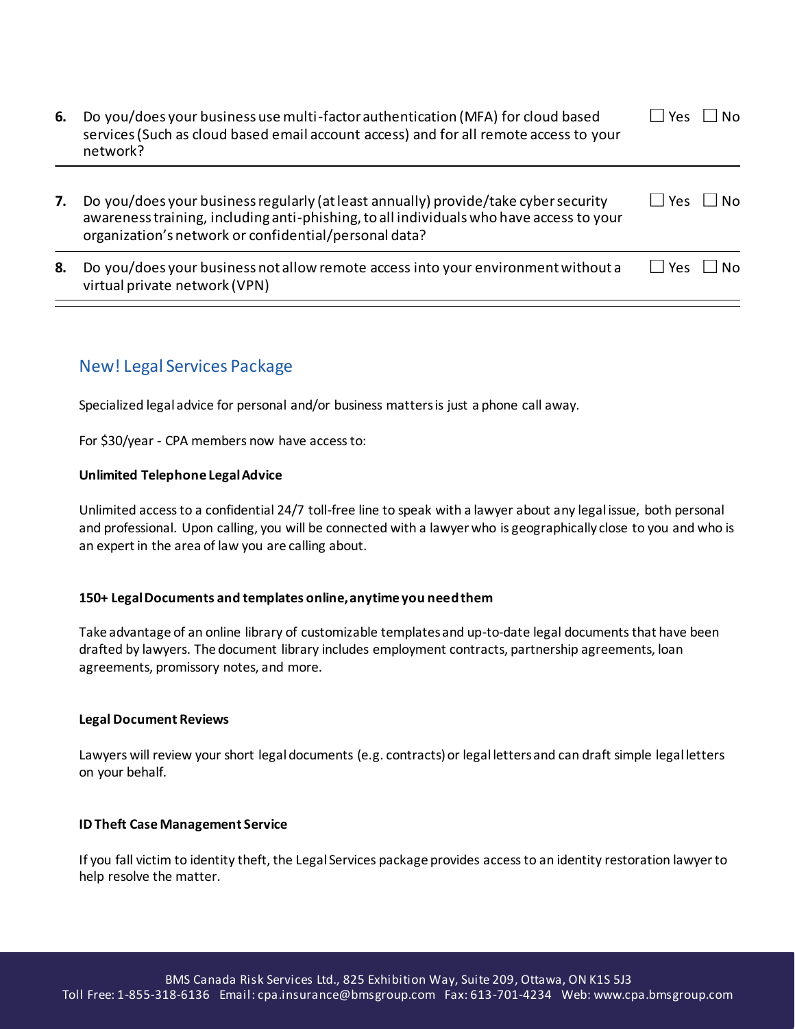| | | |
|---|---|---|
| **6.** | Do you/does your business use multi-factor authentication (MFA) for cloud based services (Such as cloud based email account access) and for all remote access to your network? | ☐ Yes ☐ No |
| **7.** | Do you/does your business regularly (at least annually) provide/take cyber security awareness training, including anti-phishing, to all individuals who have access to your organization's network or confidential/personal data? | ☐ Yes ☐ No |
| **8.** | Do you/does your business not allow remote access into your environment without a virtual private network (VPN) | ☐ Yes ☐ No |

## New! Legal Services Package

Specialized legal advice for personal and/or business matters is just a phone call away.

For $30/year - CPA members now have access to:

**Unlimited Telephone Legal Advice**

Unlimited access to a confidential 24/7 toll-free line to speak with a lawyer about any legal issue, both personal and professional. Upon calling, you will be connected with a lawyer who is geographically close to you and who is an expert in the area of law you are calling about.

**150+ Legal Documents and templates online, anytime you need them**

Take advantage of an online library of customizable templates and up-to-date legal documents that have been drafted by lawyers. The document library includes employment contracts, partnership agreements, loan agreements, promissory notes, and more.

**Legal Document Reviews**

Lawyers will review your short legal documents (e.g. contracts) or legal letters and can draft simple legal letters on your behalf.

**ID Theft Case Management Service**

If you fall victim to identity theft, the Legal Services package provides access to an identity restoration lawyer to help resolve the matter.

BMS Canada Risk Services Ltd., 825 Exhibition Way, Suite 209, Ottawa, ON K1S 5J3
Toll Free: 1-855-318-6136 Email: cpa.insurance@bmsgroup.com Fax: 613-701-4234 Web: www.cpa.bmsgroup.com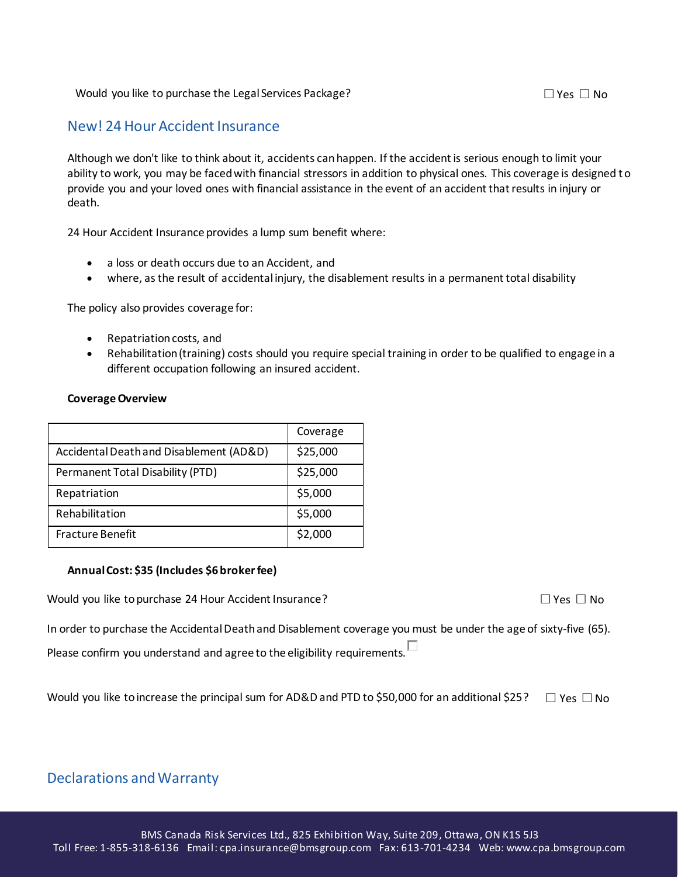Would you like to purchase the Legal Services Package? ☐ Yes ☐ No

## New! 24 Hour Accident Insurance

Although we don't like to think about it, accidents can happen. If the accident is serious enough to limit your ability to work, you may be faced with financial stressors in addition to physical ones. This coverage is designed to provide you and your loved ones with financial assistance in the event of an accident that results in injury or death.

24 Hour Accident Insurance provides a lump sum benefit where:

- a loss or death occurs due to an Accident, and
- where, as the result of accidental injury, the disablement results in a permanent total disability

The policy also provides coverage for:

- Repatriation costs, and
- Rehabilitation (training) costs should you require special training in order to be qualified to engage in a different occupation following an insured accident.

**Coverage Overview**

| | Coverage |
|---|---|
| Accidental Death and Disablement (AD&D) | $25,000 |
| Permanent Total Disability (PTD) | $25,000 |
| Repatriation | $5,000 |
| Rehabilitation | $5,000 |
| Fracture Benefit | $2,000 |

**Annual Cost: $35 (Includes $6 broker fee)**

Would you like to purchase 24 Hour Accident Insurance? ☐ Yes ☐ No

In order to purchase the Accidental Death and Disablement coverage you must be under the age of sixty-five (65).

Please confirm you understand and agree to the eligibility requirements. ☐

Would you like to increase the principal sum for AD&D and PTD to $50,000 for an additional $25? ☐ Yes ☐ No

## Declarations and Warranty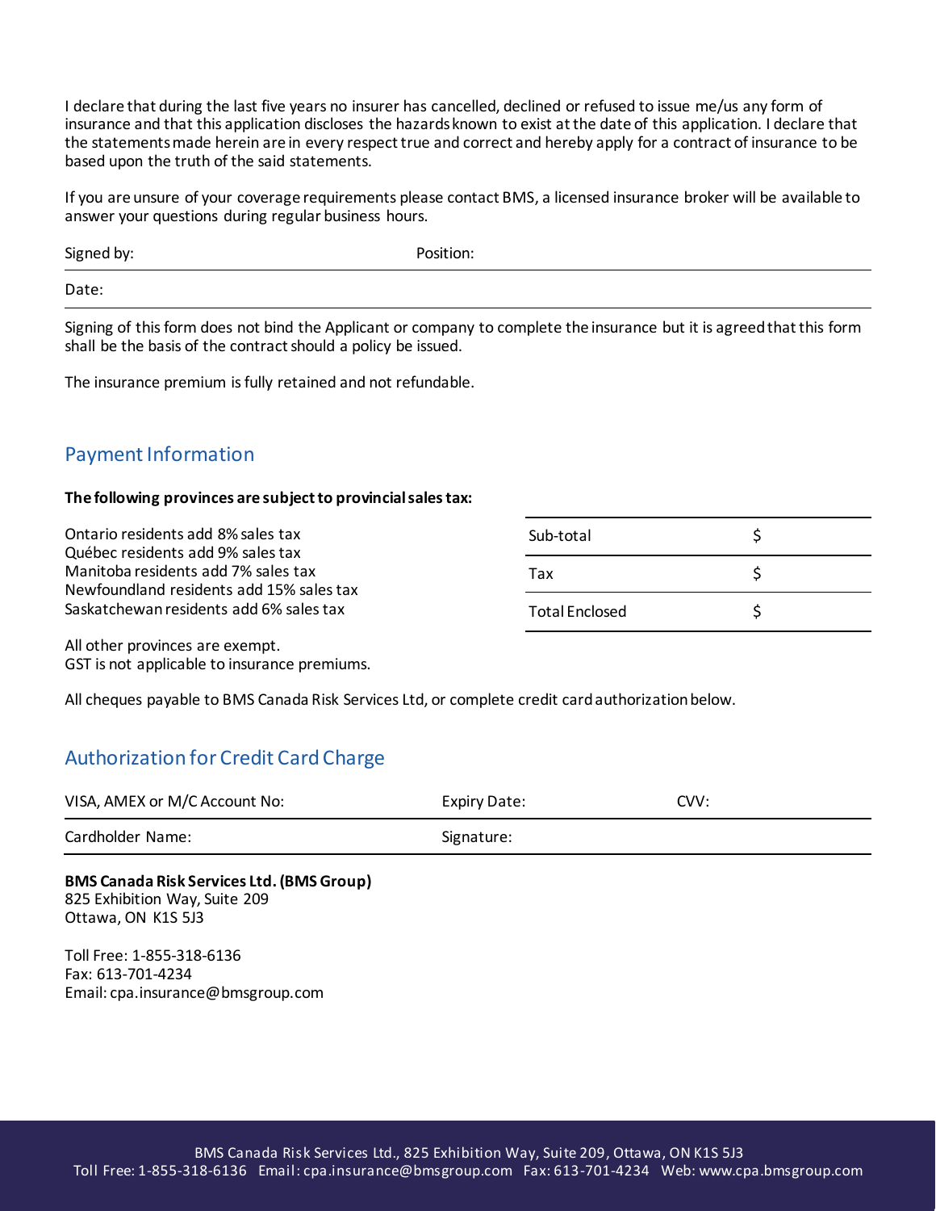I declare that during the last five years no insurer has cancelled, declined or refused to issue me/us any form of insurance and that this application discloses the hazards known to exist at the date of this application. I declare that the statements made herein are in every respect true and correct and hereby apply for a contract of insurance to be based upon the truth of the said statements.

If you are unsure of your coverage requirements please contact BMS, a licensed insurance broker will be available to answer your questions during regular business hours.

| | |
|---|---|
| Signed by: | Position: |
| Date: | |

Signing of this form does not bind the Applicant or company to complete the insurance but it is agreed that this form shall be the basis of the contract should a policy be issued.

The insurance premium is fully retained and not refundable.

## Payment Information

**The following provinces are subject to provincial sales tax:**

Ontario residents add 8% sales tax
Québec residents add 9% sales tax
Manitoba residents add 7% sales tax
Newfoundland residents add 15% sales tax
Saskatchewan residents add 6% sales tax

| | |
|---|---|
| Sub-total | $ |
| Tax | $ |
| Total Enclosed | $ |

All other provinces are exempt.
GST is not applicable to insurance premiums.

All cheques payable to BMS Canada Risk Services Ltd, or complete credit card authorization below.

## Authorization for Credit Card Charge

| | | |
|---|---|---|
| VISA, AMEX or M/C Account No: | Expiry Date: | CVV: |
| Cardholder Name: | Signature: | |

**BMS Canada Risk Services Ltd. (BMS Group)**
825 Exhibition Way, Suite 209
Ottawa, ON K1S 5J3

Toll Free: 1-855-318-6136
Fax: 613-701-4234
Email: cpa.insurance@bmsgroup.com